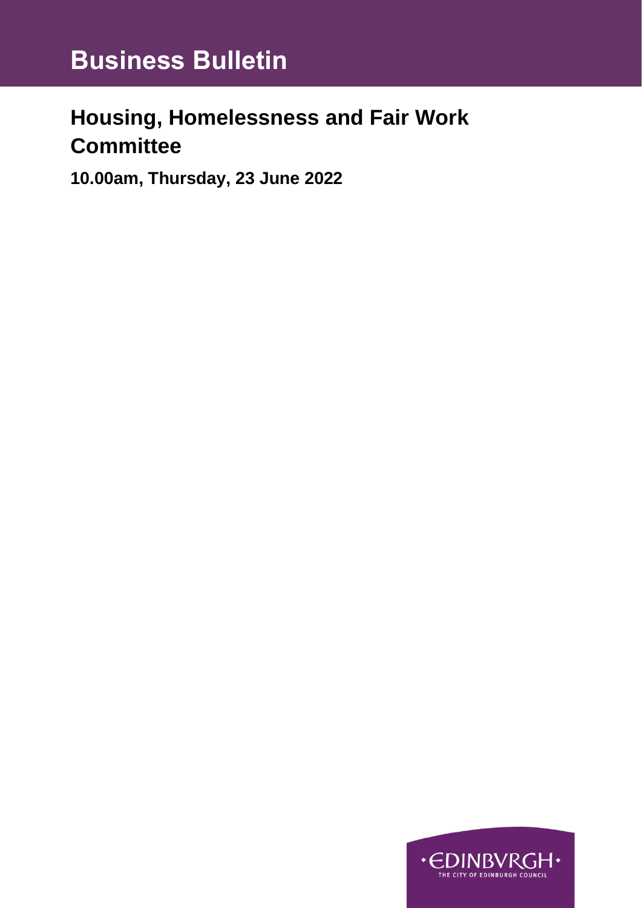# Business Bulletin

## Housing, Homelessness and Fair Work Committee

**10.00am, Thursday, 23 June 2022**

·EDINBVRGH·
THE CITY OF EDINBURGH COUNCIL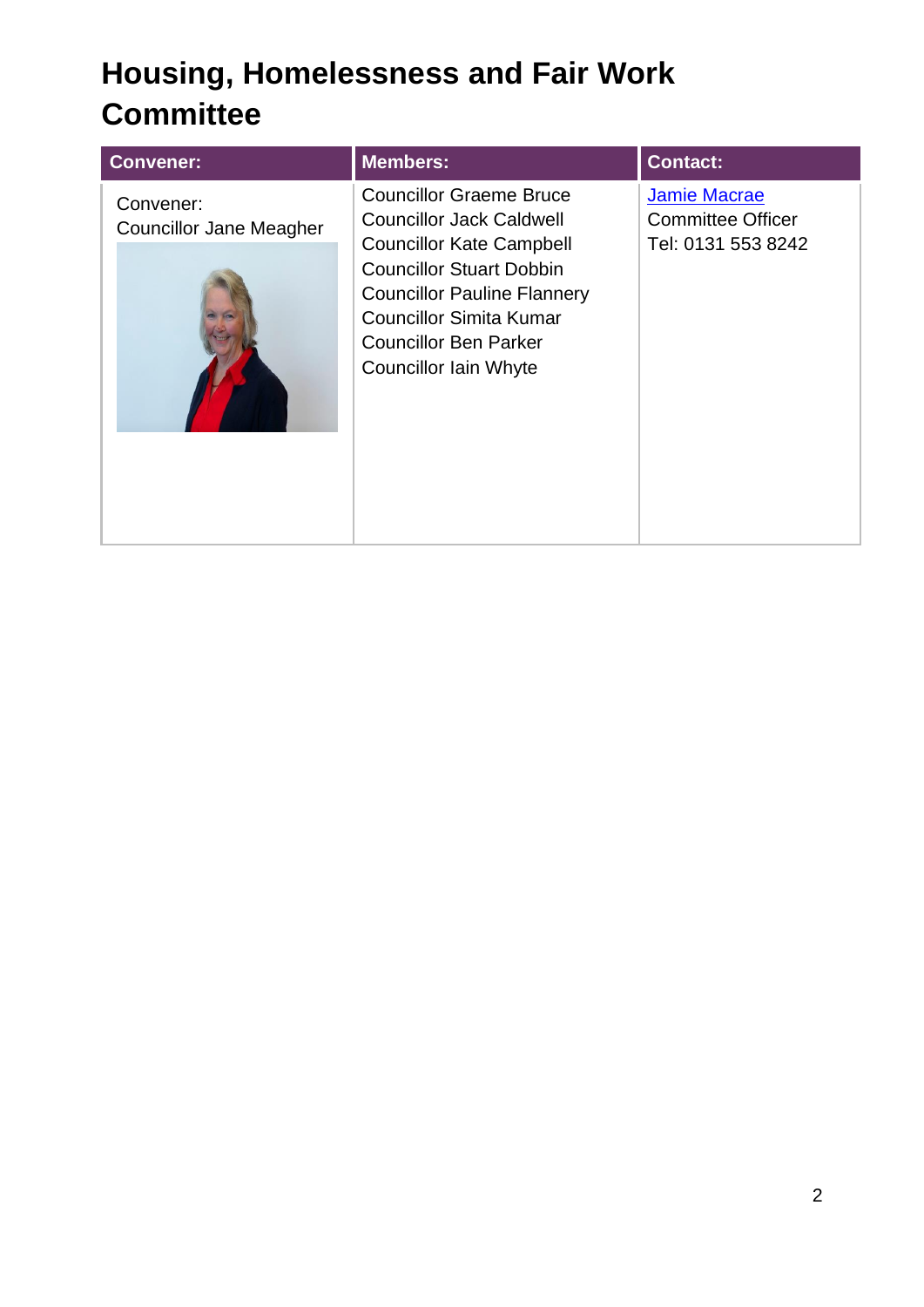# Housing, Homelessness and Fair Work Committee

| Convener: | Members: | Contact: |
|---|---|---|
| Convener:<br>Councillor Jane Meagher | Councillor Graeme Bruce<br>Councillor Jack Caldwell<br>Councillor Kate Campbell<br>Councillor Stuart Dobbin<br>Councillor Pauline Flannery<br>Councillor Simita Kumar<br>Councillor Ben Parker<br>Councillor Iain Whyte | Jamie Macrae<br>Committee Officer<br>Tel: 0131 553 8242 |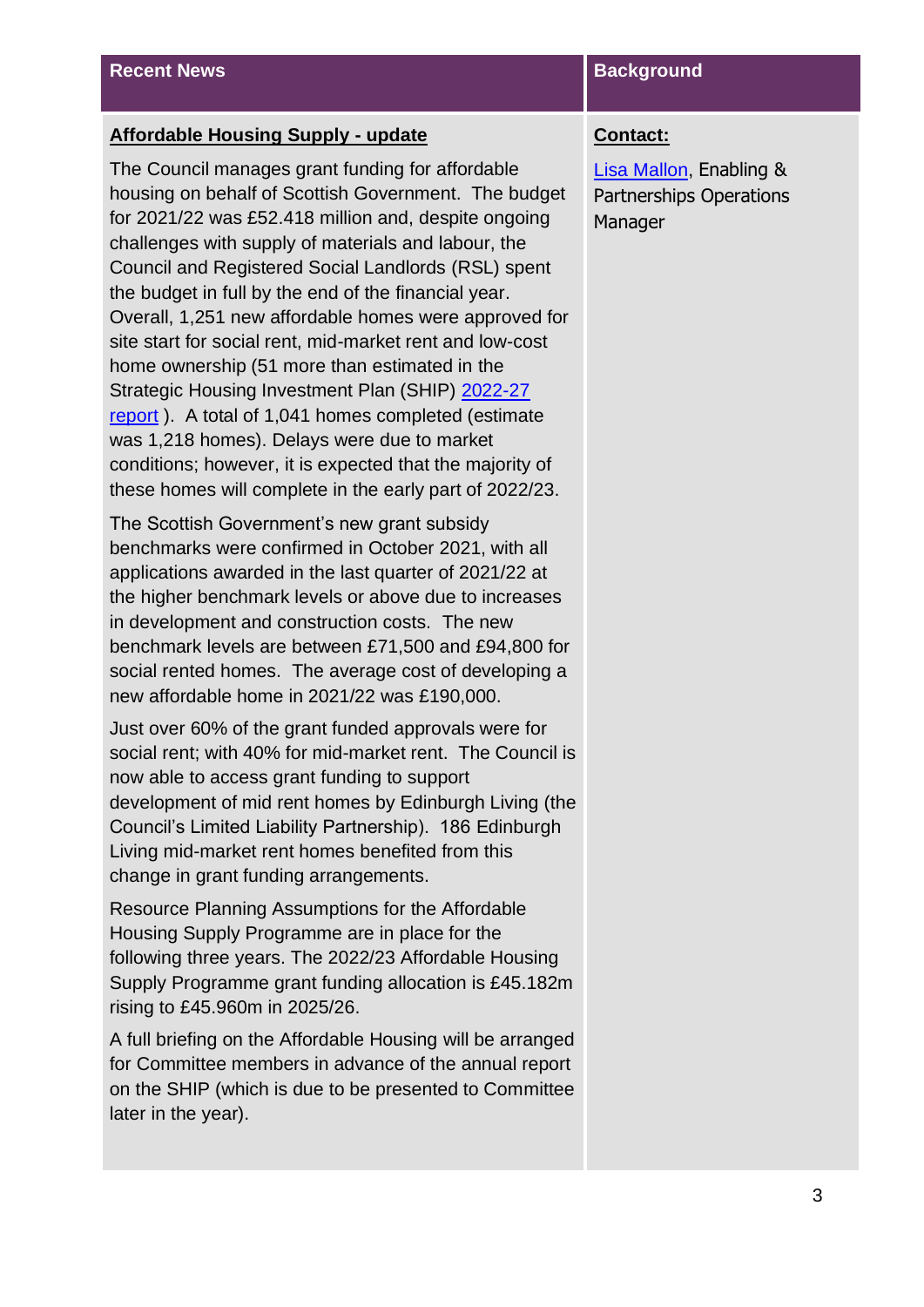| Recent News | Background |
|---|---|
| **Affordable Housing Supply - update** | **Contact:** |
| The Council manages grant funding for affordable housing on behalf of Scottish Government. The budget for 2021/22 was £52.418 million and, despite ongoing challenges with supply of materials and labour, the Council and Registered Social Landlords (RSL) spent the budget in full by the end of the financial year. Overall, 1,251 new affordable homes were approved for site start for social rent, mid-market rent and low-cost home ownership (51 more than estimated in the Strategic Housing Investment Plan (SHIP) 2022-27 report ). A total of 1,041 homes completed (estimate was 1,218 homes). Delays were due to market conditions; however, it is expected that the majority of these homes will complete in the early part of 2022/23. | Lisa Mallon, Enabling & Partnerships Operations Manager |
| The Scottish Government's new grant subsidy benchmarks were confirmed in October 2021, with all applications awarded in the last quarter of 2021/22 at the higher benchmark levels or above due to increases in development and construction costs. The new benchmark levels are between £71,500 and £94,800 for social rented homes. The average cost of developing a new affordable home in 2021/22 was £190,000. | |
| Just over 60% of the grant funded approvals were for social rent; with 40% for mid-market rent. The Council is now able to access grant funding to support development of mid rent homes by Edinburgh Living (the Council's Limited Liability Partnership). 186 Edinburgh Living mid-market rent homes benefited from this change in grant funding arrangements. | |
| Resource Planning Assumptions for the Affordable Housing Supply Programme are in place for the following three years. The 2022/23 Affordable Housing Supply Programme grant funding allocation is £45.182m rising to £45.960m in 2025/26. | |
| A full briefing on the Affordable Housing will be arranged for Committee members in advance of the annual report on the SHIP (which is due to be presented to Committee later in the year). | |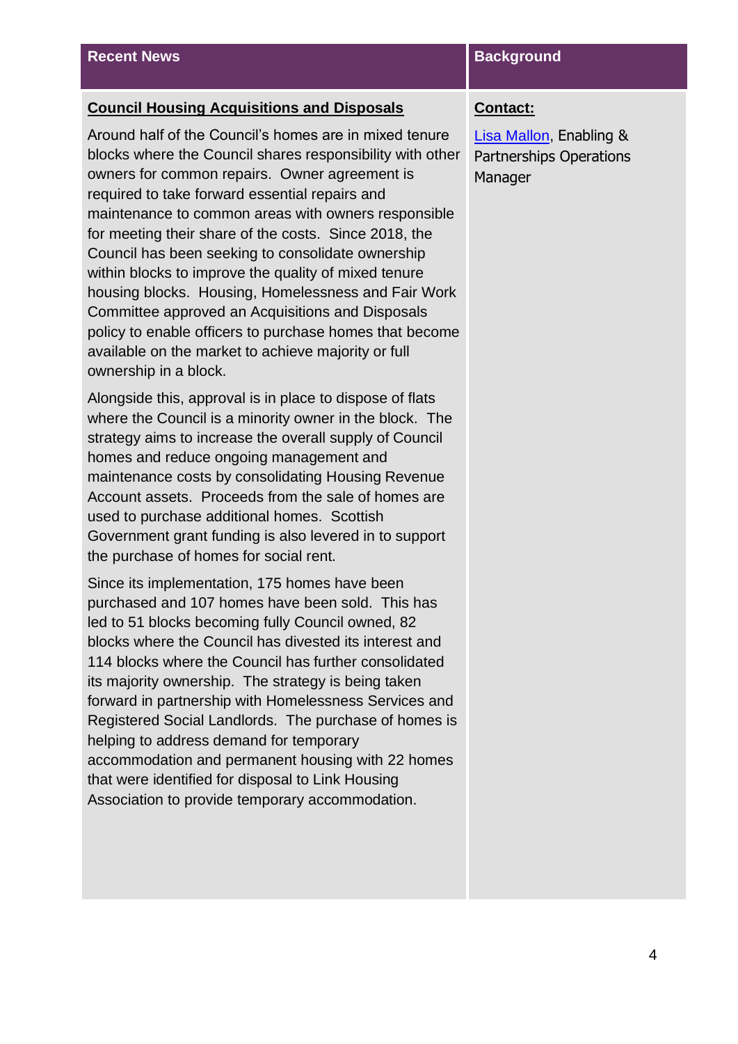## Recent News

### Council Housing Acquisitions and Disposals

Around half of the Council's homes are in mixed tenure blocks where the Council shares responsibility with other owners for common repairs. Owner agreement is required to take forward essential repairs and maintenance to common areas with owners responsible for meeting their share of the costs. Since 2018, the Council has been seeking to consolidate ownership within blocks to improve the quality of mixed tenure housing blocks. Housing, Homelessness and Fair Work Committee approved an Acquisitions and Disposals policy to enable officers to purchase homes that become available on the market to achieve majority or full ownership in a block.

Alongside this, approval is in place to dispose of flats where the Council is a minority owner in the block. The strategy aims to increase the overall supply of Council homes and reduce ongoing management and maintenance costs by consolidating Housing Revenue Account assets. Proceeds from the sale of homes are used to purchase additional homes. Scottish Government grant funding is also levered in to support the purchase of homes for social rent.

Since its implementation, 175 homes have been purchased and 107 homes have been sold. This has led to 51 blocks becoming fully Council owned, 82 blocks where the Council has divested its interest and 114 blocks where the Council has further consolidated its majority ownership. The strategy is being taken forward in partnership with Homelessness Services and Registered Social Landlords. The purchase of homes is helping to address demand for temporary accommodation and permanent housing with 22 homes that were identified for disposal to Link Housing Association to provide temporary accommodation.

## Background

**Contact:**

Lisa Mallon, Enabling & Partnerships Operations Manager